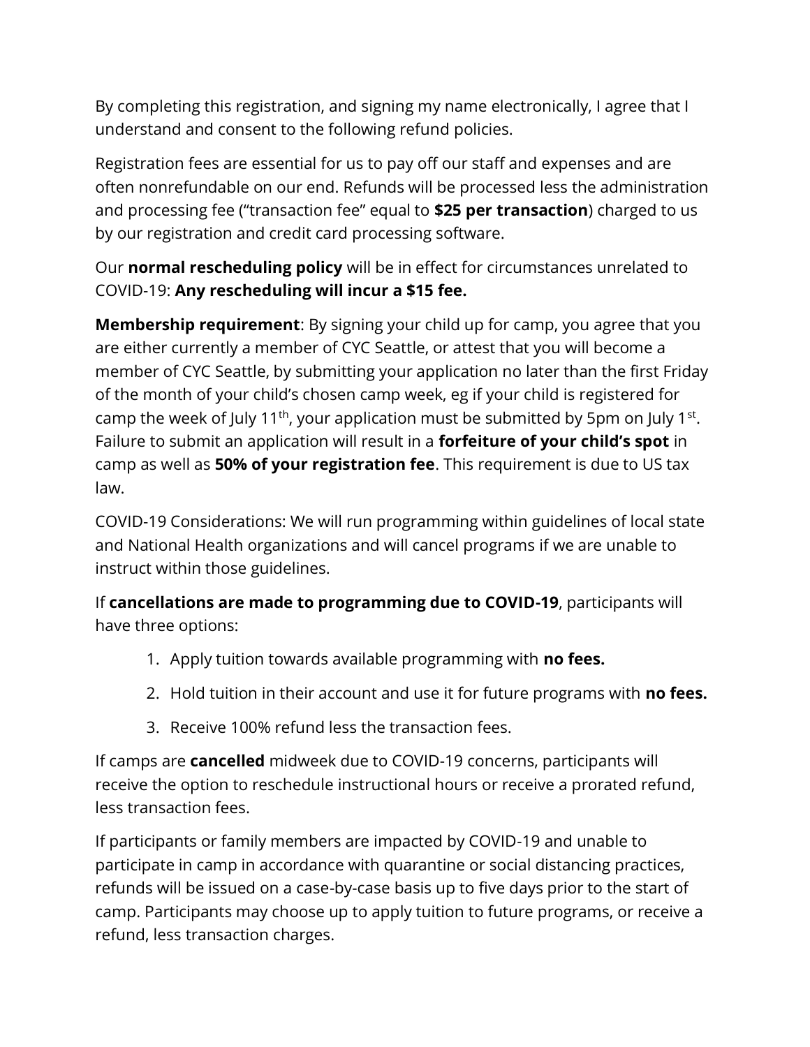By completing this registration, and signing my name electronically, I agree that I understand and consent to the following refund policies.

Registration fees are essential for us to pay off our staff and expenses and are often nonrefundable on our end. Refunds will be processed less the administration and processing fee ("transaction fee" equal to **$25 per transaction**) charged to us by our registration and credit card processing software.

Our **normal rescheduling policy** will be in effect for circumstances unrelated to COVID-19: **Any rescheduling will incur a $15 fee.**

**Membership requirement**: By signing your child up for camp, you agree that you are either currently a member of CYC Seattle, or attest that you will become a member of CYC Seattle, by submitting your application no later than the first Friday of the month of your child's chosen camp week, eg if your child is registered for camp the week of July 11th, your application must be submitted by 5pm on July 1st. Failure to submit an application will result in a **forfeiture of your child's spot** in camp as well as **50% of your registration fee**. This requirement is due to US tax law.

COVID-19 Considerations: We will run programming within guidelines of local state and National Health organizations and will cancel programs if we are unable to instruct within those guidelines.

If **cancellations are made to programming due to COVID-19**, participants will have three options:

1. Apply tuition towards available programming with **no fees.**
2. Hold tuition in their account and use it for future programs with **no fees.**
3. Receive 100% refund less the transaction fees.

If camps are **cancelled** midweek due to COVID-19 concerns, participants will receive the option to reschedule instructional hours or receive a prorated refund, less transaction fees.

If participants or family members are impacted by COVID-19 and unable to participate in camp in accordance with quarantine or social distancing practices, refunds will be issued on a case-by-case basis up to five days prior to the start of camp. Participants may choose up to apply tuition to future programs, or receive a refund, less transaction charges.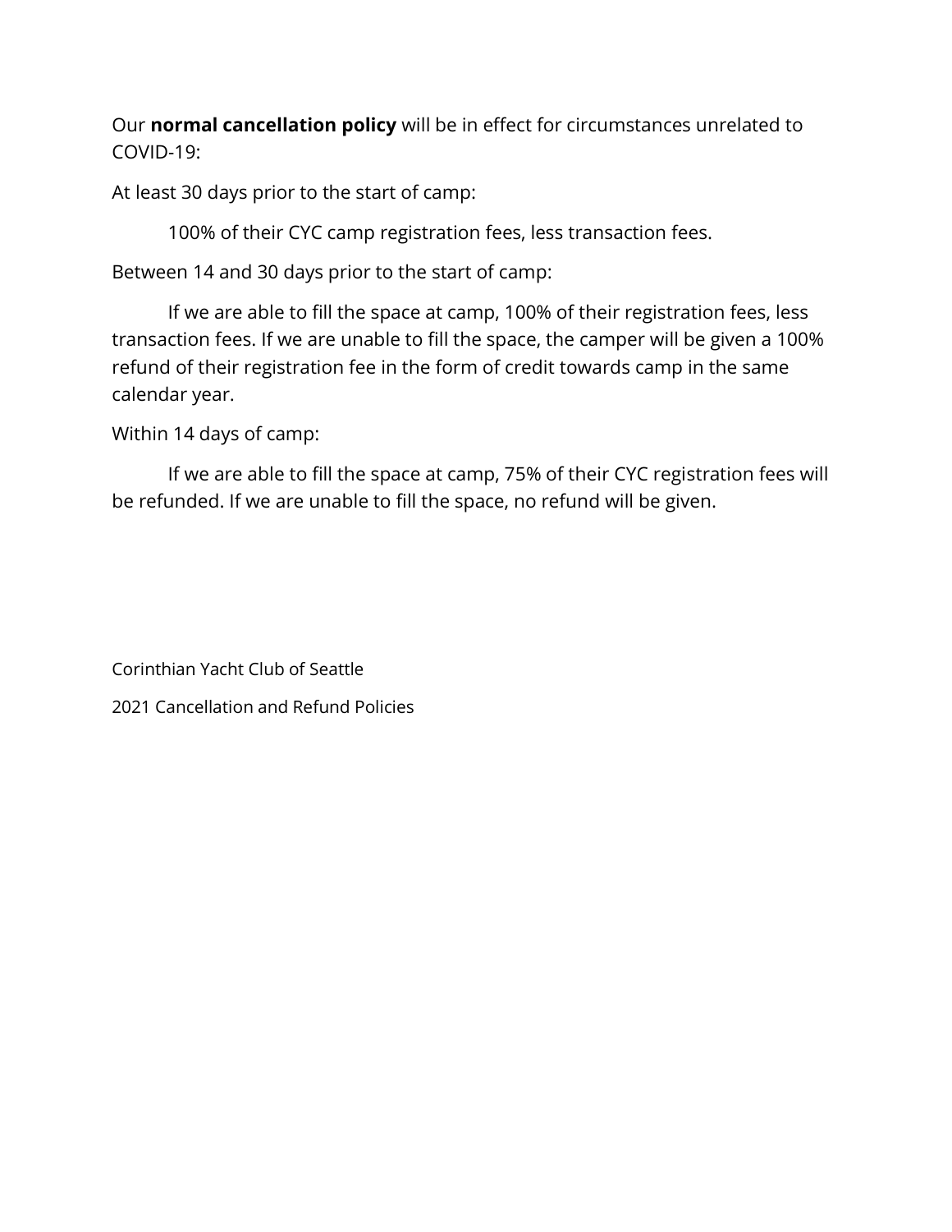Our **normal cancellation policy** will be in effect for circumstances unrelated to COVID-19:

At least 30 days prior to the start of camp:

100% of their CYC camp registration fees, less transaction fees.

Between 14 and 30 days prior to the start of camp:

If we are able to fill the space at camp, 100% of their registration fees, less transaction fees. If we are unable to fill the space, the camper will be given a 100% refund of their registration fee in the form of credit towards camp in the same calendar year.

Within 14 days of camp:

If we are able to fill the space at camp, 75% of their CYC registration fees will be refunded. If we are unable to fill the space, no refund will be given.